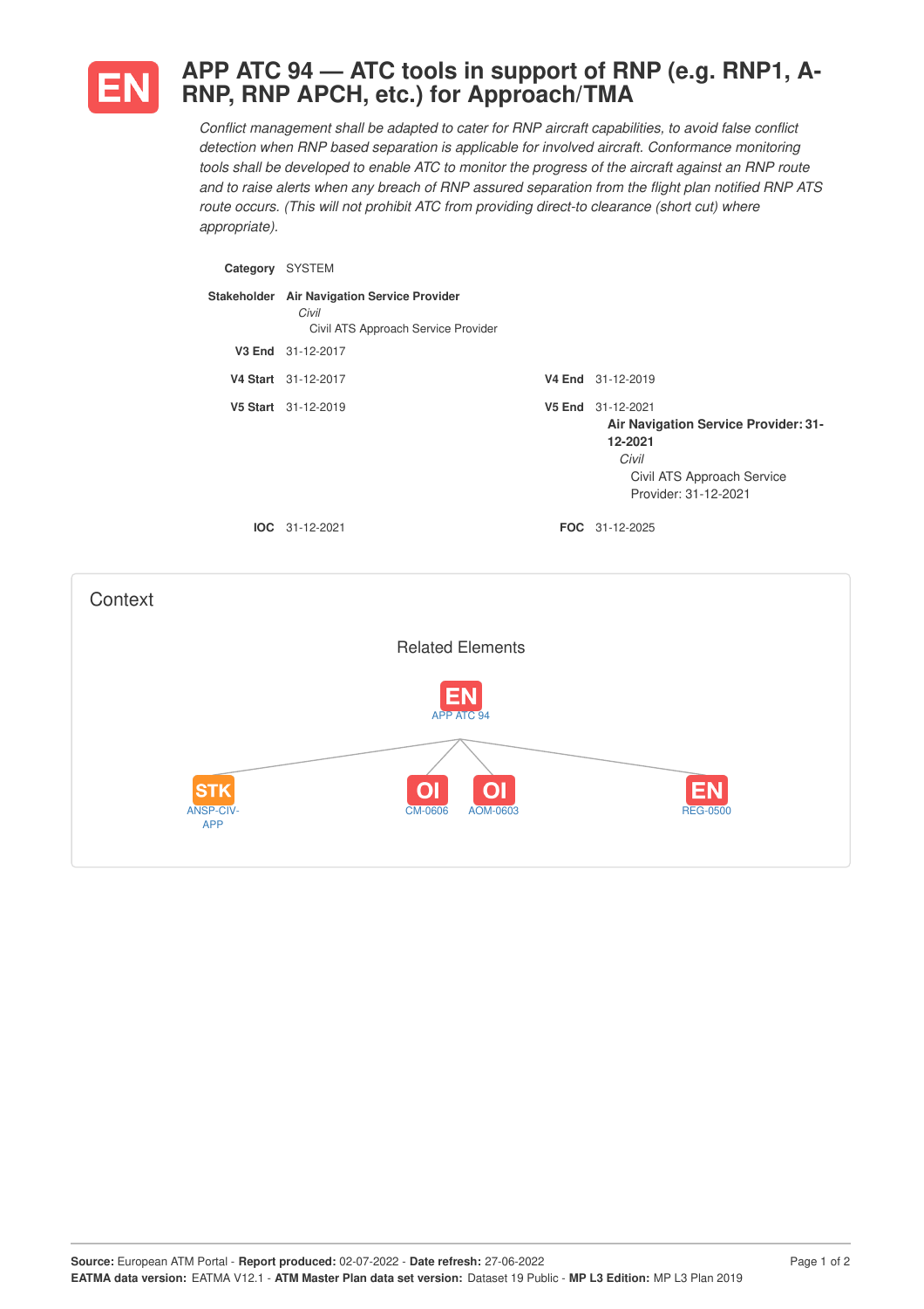# EN APP ATC 94 — ATC tools in support of RNP (e.g. RNP1, A-RNP, RNP APCH, etc.) for Approach/TMA

*Conflict management shall be adapted to cater for RNP aircraft capabilities, to avoid false conflict detection when RNP based separation is applicable for involved aircraft. Conformance monitoring tools shall be developed to enable ATC to monitor the progress of the aircraft against an RNP route and to raise alerts when any breach of RNP assured separation from the flight plan notified RNP ATS route occurs. (This will not prohibit ATC from providing direct-to clearance (short cut) where appropriate).*

**Category** SYSTEM

**Stakeholder** **Air Navigation Service Provider**
*Civil*
Civil ATS Approach Service Provider

**V3 End** 31-12-2017

**V4 Start** 31-12-2017 **V4 End** 31-12-2019

**V5 Start** 31-12-2019 **V5 End** 31-12-2021
**Air Navigation Service Provider: 31-12-2021**
*Civil*
Civil ATS Approach Service Provider: 31-12-2021

**IOC** 31-12-2021 **FOC** 31-12-2025

## Context

### Related Elements

EN APP ATC 94

- STK ANSP-CIV-APP
- OI CM-0606
- OI AOM-0603
- EN REG-0500

**Source:** European ATM Portal - **Report produced:** 02-07-2022 - **Date refresh:** 27-06-2022
**EATMA data version:** EATMA V12.1 - **ATM Master Plan data set version:** Dataset 19 Public - **MP L3 Edition:** MP L3 Plan 2019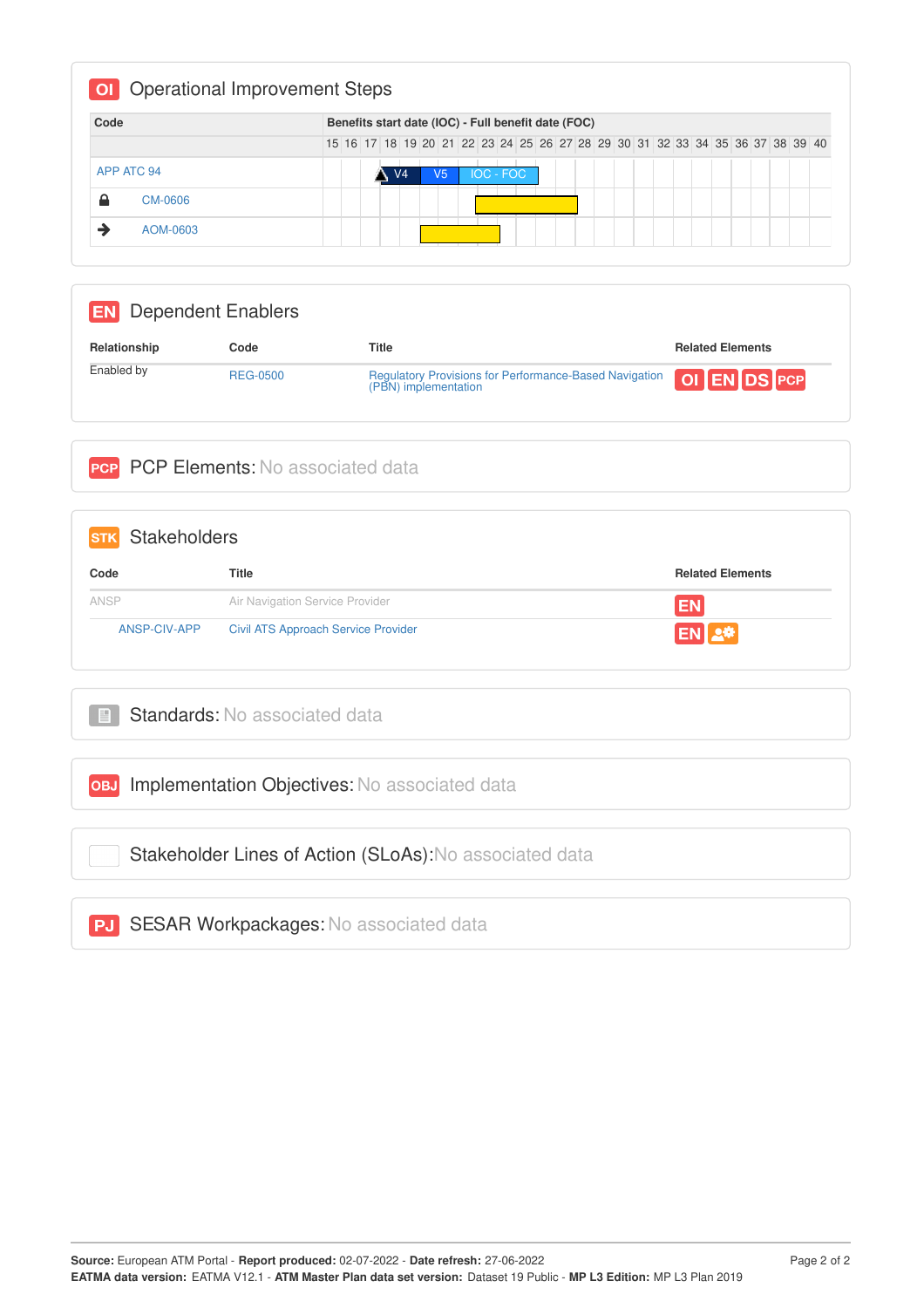## OI Operational Improvement Steps

| Code | Benefits start date (IOC) - Full benefit date (FOC) |
|---|---|
| | 15 16 17 18 19 20 21 22 23 24 25 26 27 28 29 30 31 32 33 34 35 36 37 38 39 40 |
| APP ATC 94 | V4 V5 IOC - FOC |
| CM-0606 | |
| AOM-0603 | |

## EN Dependent Enablers

| Relationship | Code | Title | Related Elements |
|---|---|---|---|
| Enabled by | REG-0500 | Regulatory Provisions for Performance-Based Navigation (PBN) implementation | OI EN DS PCP |

## PCP PCP Elements: No associated data

## STK Stakeholders

| Code | Title | Related Elements |
|---|---|---|
| ANSP | Air Navigation Service Provider | EN |
| ANSP-CIV-APP | Civil ATS Approach Service Provider | EN |

## Standards: No associated data

## OBJ Implementation Objectives: No associated data

## Stakeholder Lines of Action (SLoAs): No associated data

## PJ SESAR Workpackages: No associated data

**Source:** European ATM Portal - **Report produced:** 02-07-2022 - **Date refresh:** 27-06-2022
**EATMA data version:** EATMA V12.1 - **ATM Master Plan data set version:** Dataset 19 Public - **MP L3 Edition:** MP L3 Plan 2019